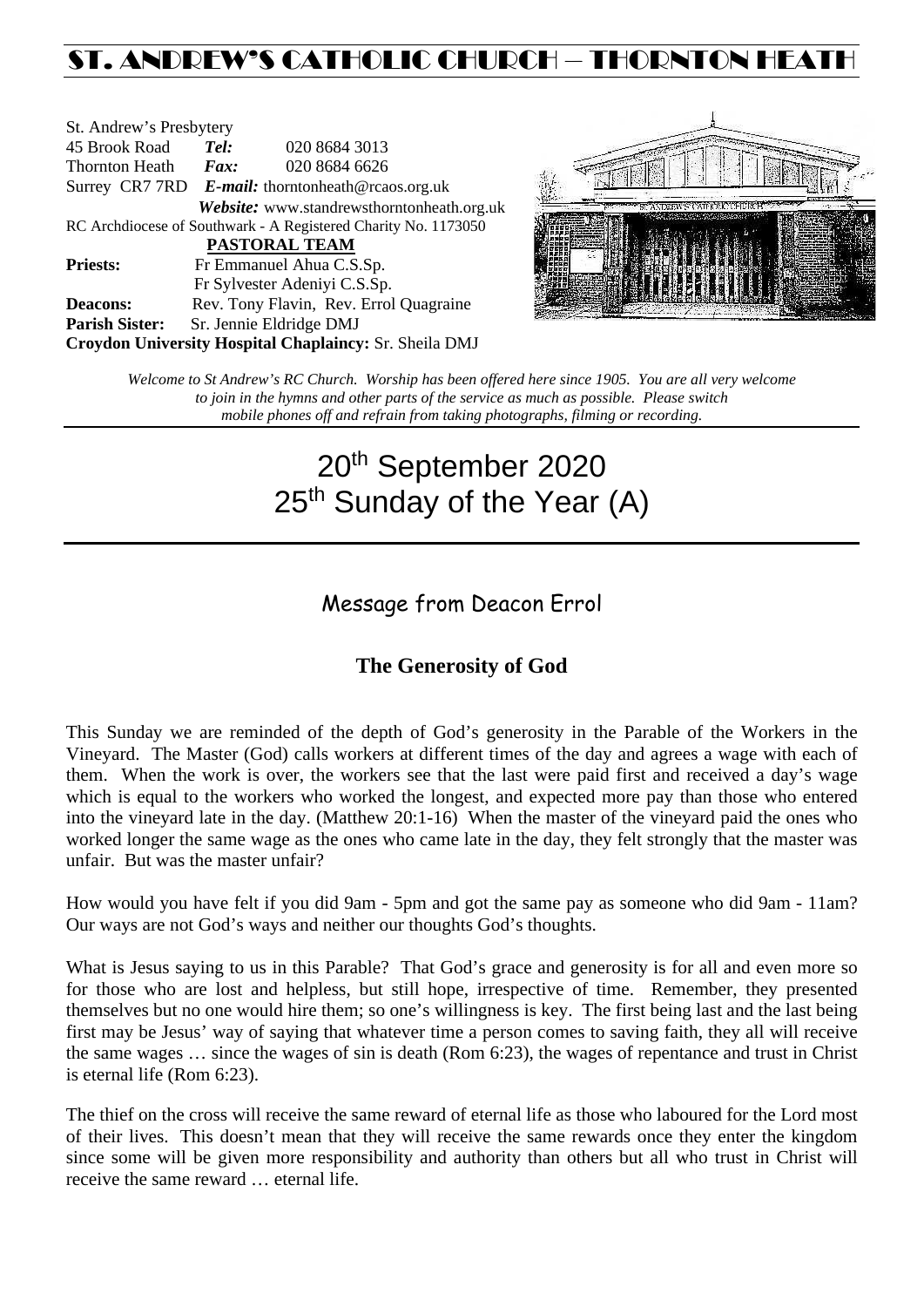# ST. ANDREW'S CATHOLIC CHURCH – THORNTON HEATH

St. Andrew's Presbytery
45 Brook Road **Tel:** 020 8684 3013
Thornton Heath **Fax:** 020 8684 6626
Surrey CR7 7RD **E-mail:** thorntonheath@rcaos.org.uk
**Website:** www.standrewsthorntonheath.org.uk
RC Archdiocese of Southwark - A Registered Charity No. 1173050

**PASTORAL TEAM**

**Priests:** Fr Emmanuel Ahua C.S.Sp.
Fr Sylvester Adeniyi C.S.Sp.
**Deacons:** Rev. Tony Flavin, Rev. Errol Quagraine
**Parish Sister:** Sr. Jennie Eldridge DMJ
**Croydon University Hospital Chaplaincy:** Sr. Sheila DMJ

*Welcome to St Andrew's RC Church. Worship has been offered here since 1905. You are all very welcome to join in the hymns and other parts of the service as much as possible. Please switch mobile phones off and refrain from taking photographs, filming or recording.*

# 20th September 2020
# 25th Sunday of the Year (A)

## Message from Deacon Errol

### The Generosity of God

This Sunday we are reminded of the depth of God's generosity in the Parable of the Workers in the Vineyard. The Master (God) calls workers at different times of the day and agrees a wage with each of them. When the work is over, the workers see that the last were paid first and received a day's wage which is equal to the workers who worked the longest, and expected more pay than those who entered into the vineyard late in the day. (Matthew 20:1-16) When the master of the vineyard paid the ones who worked longer the same wage as the ones who came late in the day, they felt strongly that the master was unfair. But was the master unfair?

How would you have felt if you did 9am - 5pm and got the same pay as someone who did 9am - 11am? Our ways are not God's ways and neither our thoughts God's thoughts.

What is Jesus saying to us in this Parable? That God's grace and generosity is for all and even more so for those who are lost and helpless, but still hope, irrespective of time. Remember, they presented themselves but no one would hire them; so one's willingness is key. The first being last and the last being first may be Jesus' way of saying that whatever time a person comes to saving faith, they all will receive the same wages … since the wages of sin is death (Rom 6:23), the wages of repentance and trust in Christ is eternal life (Rom 6:23).

The thief on the cross will receive the same reward of eternal life as those who laboured for the Lord most of their lives. This doesn't mean that they will receive the same rewards once they enter the kingdom since some will be given more responsibility and authority than others but all who trust in Christ will receive the same reward … eternal life.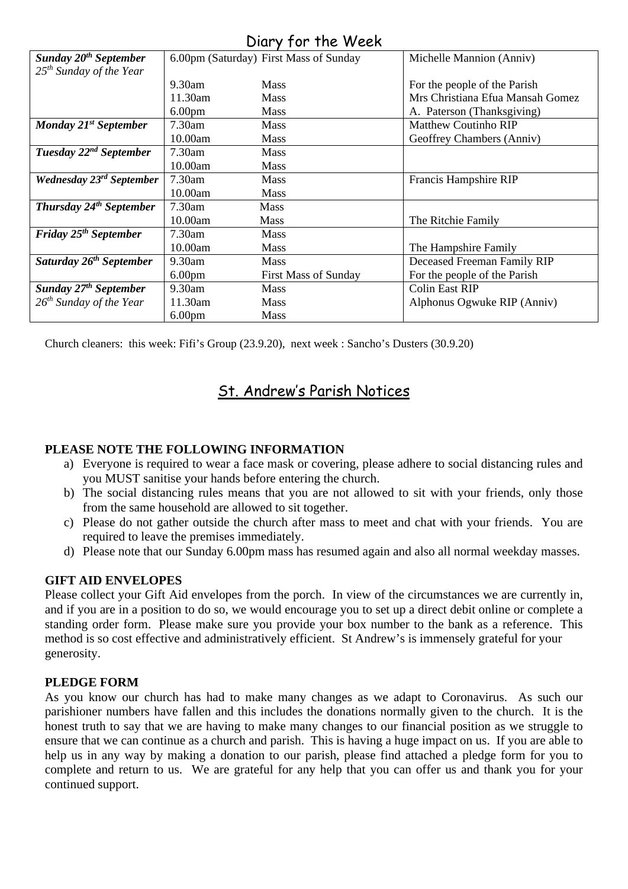## Diary for the Week

| | | | |
|---|---|---|---|
| ***Sunday 20th September*** *25th Sunday of the Year* | 6.00pm (Saturday) | First Mass of Sunday | Michelle Mannion (Anniv) |
| | 9.30am | Mass | For the people of the Parish |
| | 11.30am | Mass | Mrs Christiana Efua Mansah Gomez |
| | 6.00pm | Mass | A. Paterson (Thanksgiving) |
| ***Monday 21st September*** | 7.30am | Mass | Matthew Coutinho RIP |
| | 10.00am | Mass | Geoffrey Chambers (Anniv) |
| ***Tuesday 22nd September*** | 7.30am | Mass | |
| | 10.00am | Mass | |
| ***Wednesday 23rd September*** | 7.30am | Mass | Francis Hampshire RIP |
| | 10.00am | Mass | |
| ***Thursday 24th September*** | 7.30am | Mass | |
| | 10.00am | Mass | The Ritchie Family |
| ***Friday 25th September*** | 7.30am | Mass | |
| | 10.00am | Mass | The Hampshire Family |
| ***Saturday 26th September*** | 9.30am | Mass | Deceased Freeman Family RIP |
| | 6.00pm | First Mass of Sunday | For the people of the Parish |
| ***Sunday 27th September*** *26th Sunday of the Year* | 9.30am | Mass | Colin East RIP |
| | 11.30am | Mass | Alphonus Ogwuke RIP (Anniv) |
| | 6.00pm | Mass | |

Church cleaners: this week: Fifi's Group (23.9.20), next week : Sancho's Dusters (30.9.20)

## St. Andrew's Parish Notices

**PLEASE NOTE THE FOLLOWING INFORMATION**

a) Everyone is required to wear a face mask or covering, please adhere to social distancing rules and you MUST sanitise your hands before entering the church.
b) The social distancing rules means that you are not allowed to sit with your friends, only those from the same household are allowed to sit together.
c) Please do not gather outside the church after mass to meet and chat with your friends. You are required to leave the premises immediately.
d) Please note that our Sunday 6.00pm mass has resumed again and also all normal weekday masses.

**GIFT AID ENVELOPES**

Please collect your Gift Aid envelopes from the porch. In view of the circumstances we are currently in, and if you are in a position to do so, we would encourage you to set up a direct debit online or complete a standing order form. Please make sure you provide your box number to the bank as a reference. This method is so cost effective and administratively efficient. St Andrew's is immensely grateful for your generosity.

**PLEDGE FORM**

As you know our church has had to make many changes as we adapt to Coronavirus. As such our parishioner numbers have fallen and this includes the donations normally given to the church. It is the honest truth to say that we are having to make many changes to our financial position as we struggle to ensure that we can continue as a church and parish. This is having a huge impact on us. If you are able to help us in any way by making a donation to our parish, please find attached a pledge form for you to complete and return to us. We are grateful for any help that you can offer us and thank you for your continued support.